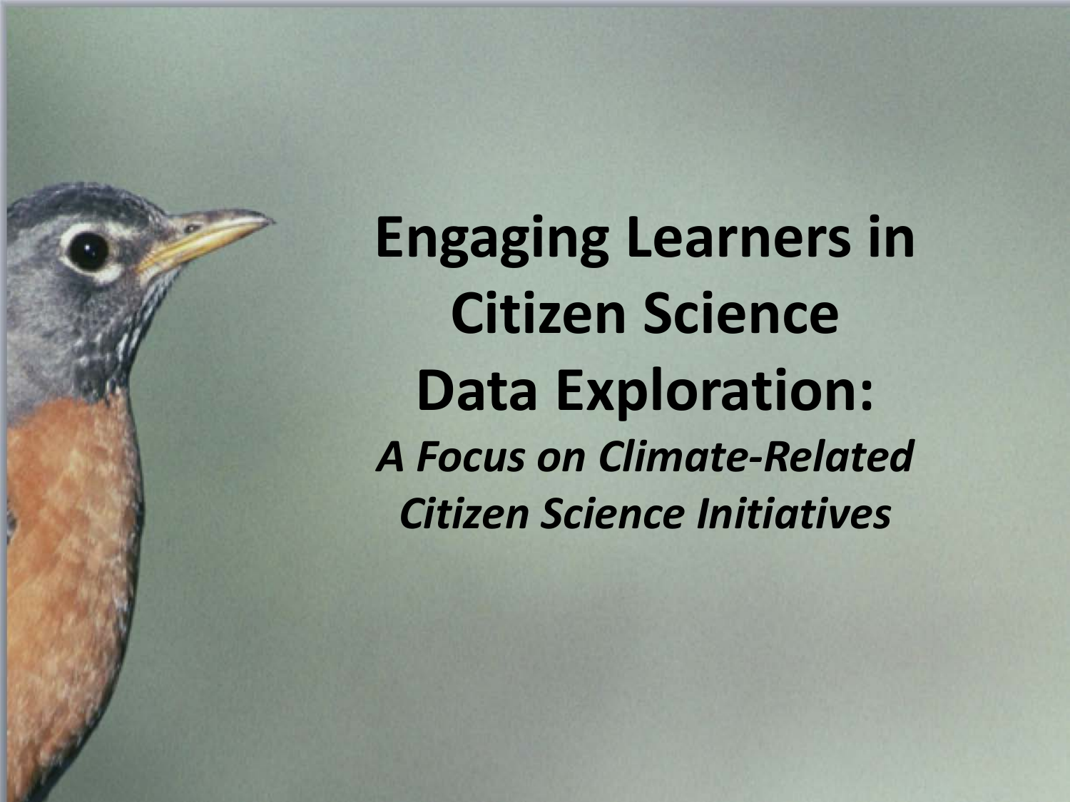# Engaging Learners in Citizen Science Data Exploration:

*A Focus on Climate-Related Citizen Science Initiatives*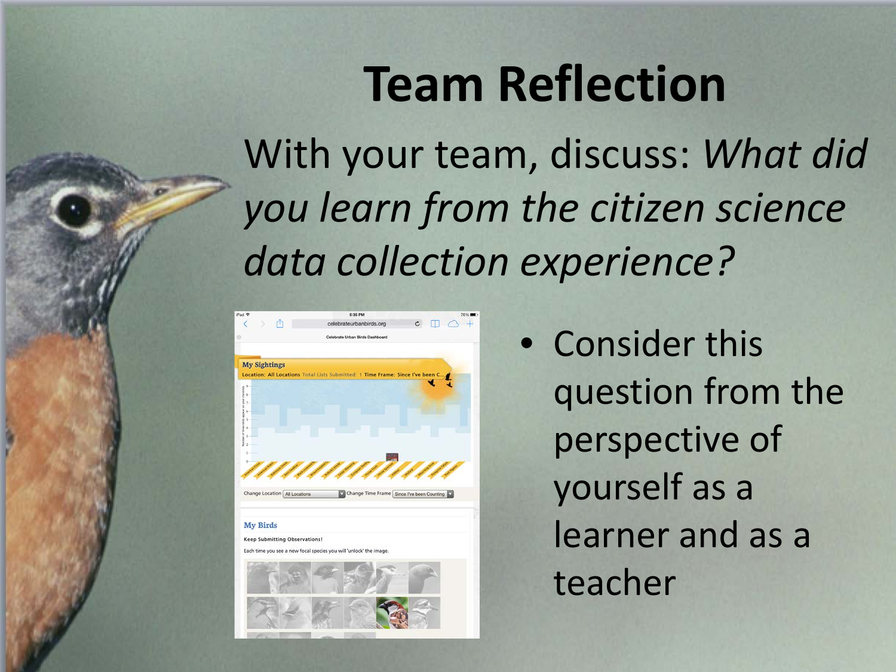# Team Reflection

With your team, discuss: *What did you learn from the citizen science data collection experience?*

- Consider this question from the perspective of yourself as a learner and as a teacher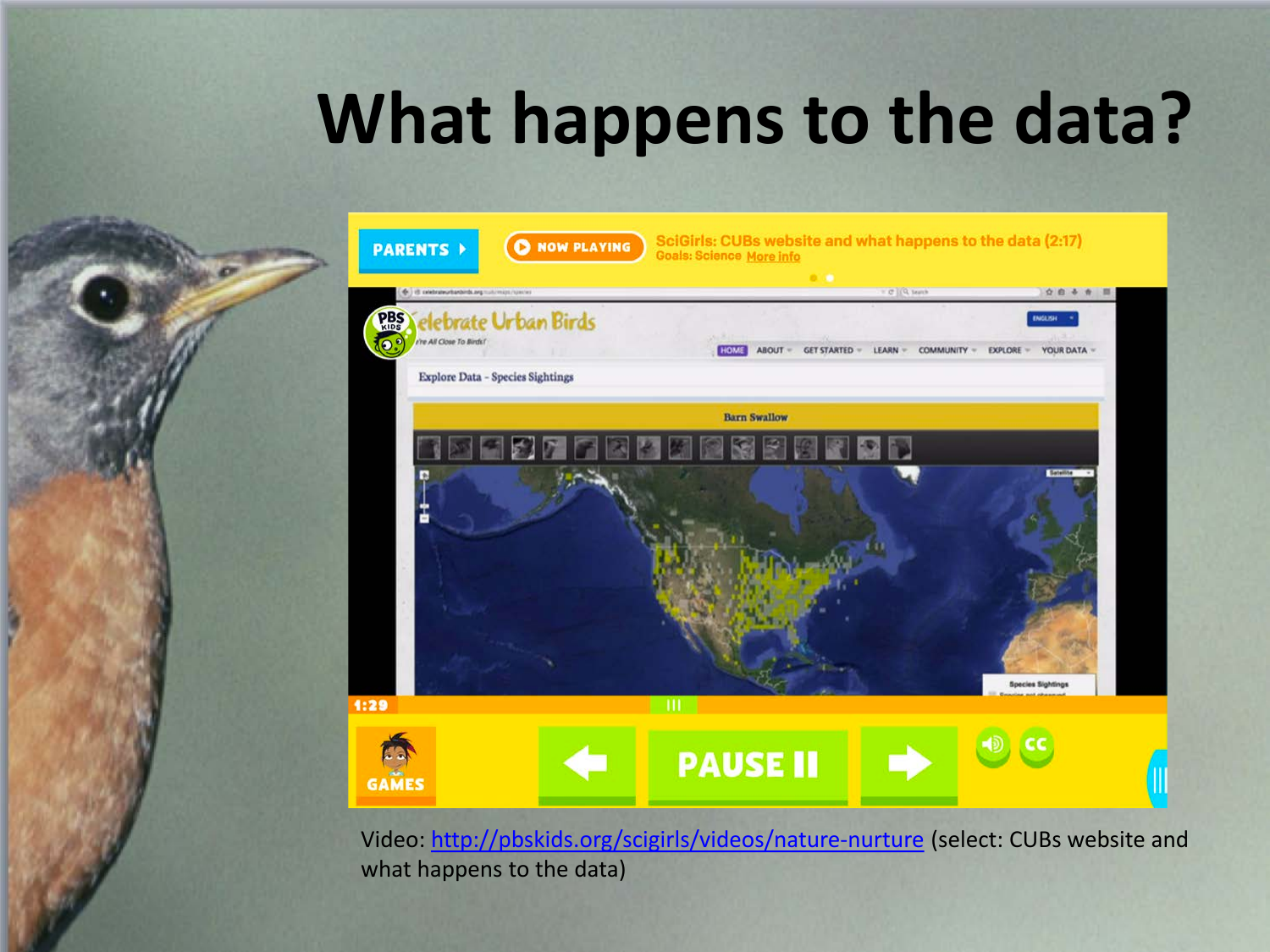# What happens to the data?

Video: http://pbskids.org/scigirls/videos/nature-nurture (select: CUBs website and what happens to the data)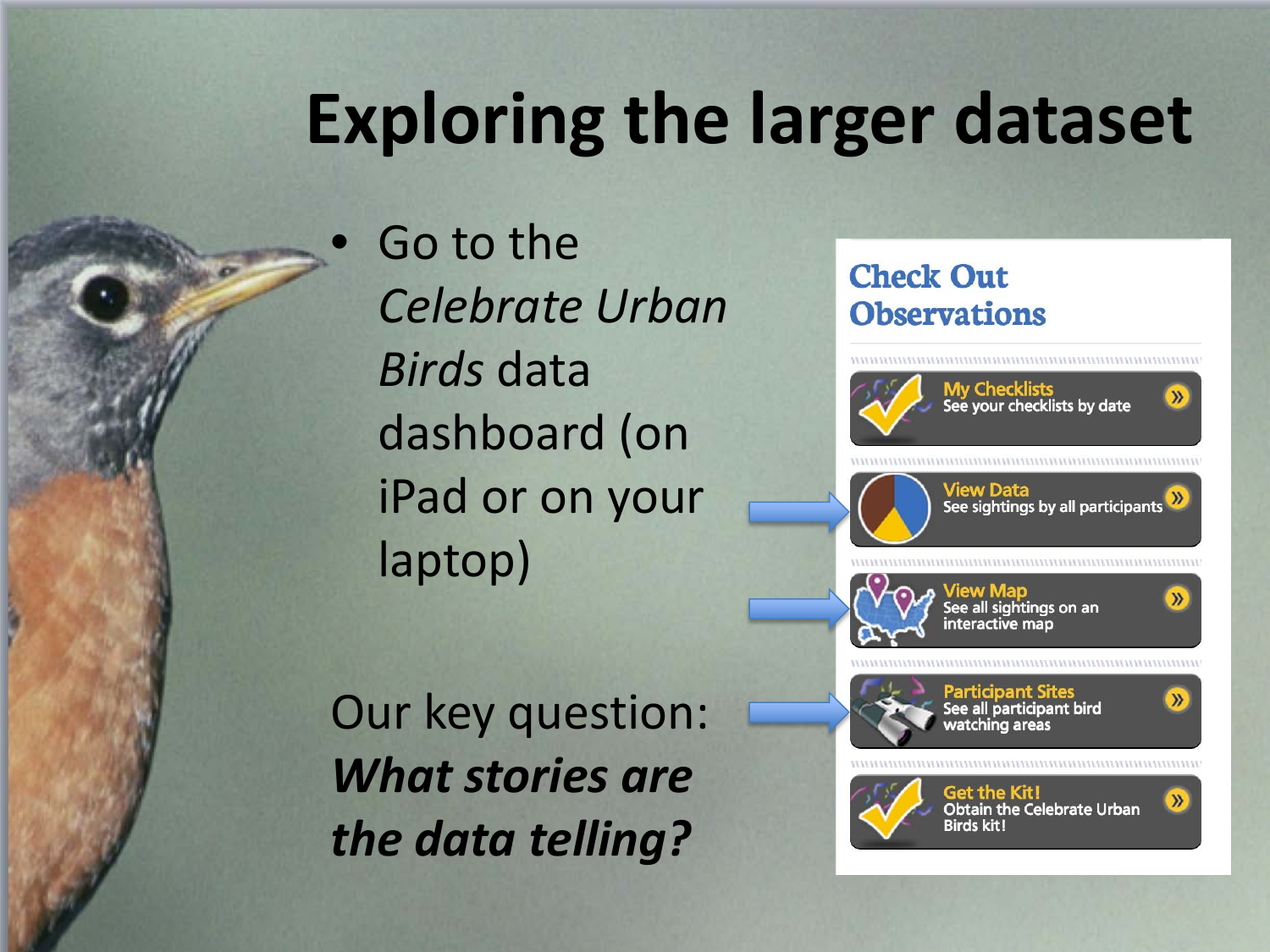# Exploring the larger dataset

- Go to the *Celebrate Urban Birds* data dashboard (on iPad or on your laptop)

Our key question:
***What stories are the data telling?***

**Check Out Observations**

- **My Checklists** – See your checklists by date
- **View Data** – See sightings by all participants
- **View Map** – See all sightings on an interactive map
- **Participant Sites** – See all participant bird watching areas
- **Get the Kit!** – Obtain the Celebrate Urban Birds kit!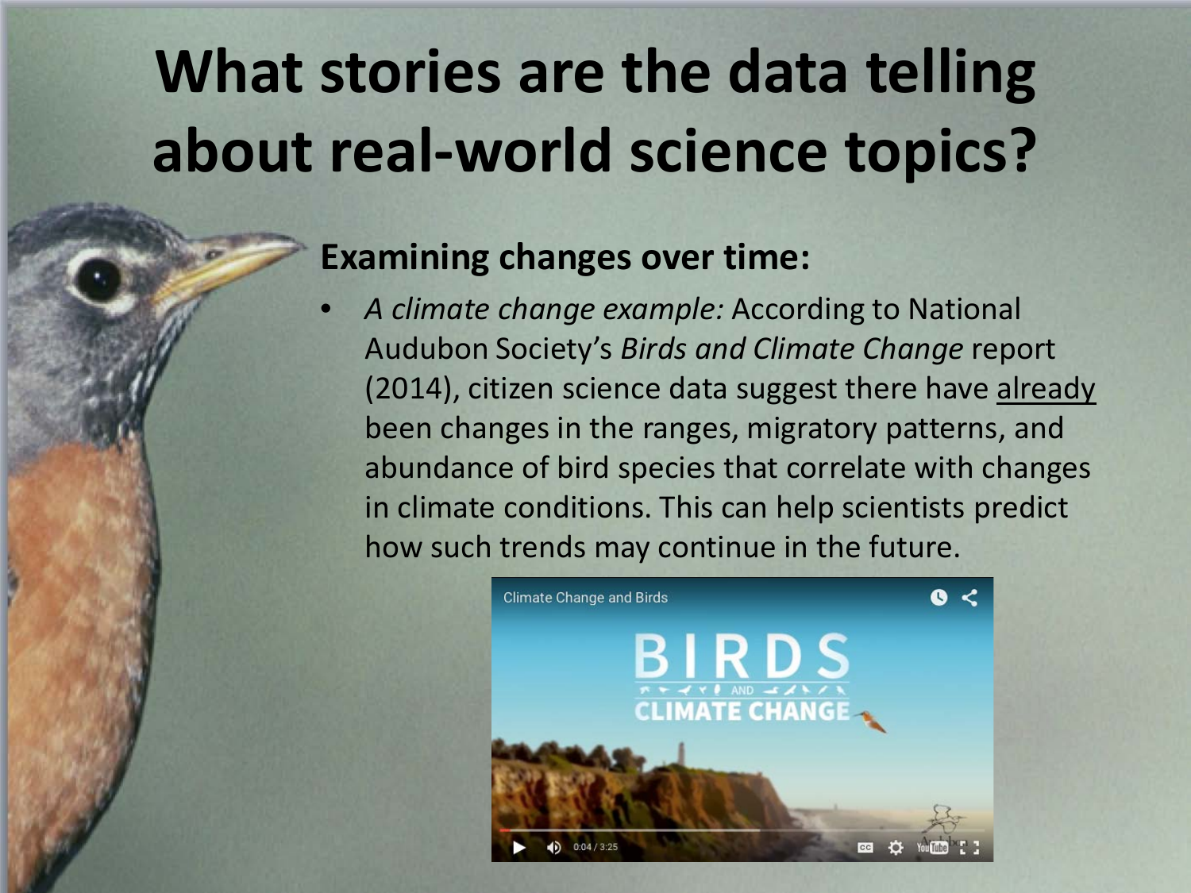# What stories are the data telling about real-world science topics?

**Examining changes over time:**

- *A climate change example:* According to National Audubon Society's *Birds and Climate Change* report (2014), citizen science data suggest there have already been changes in the ranges, migratory patterns, and abundance of bird species that correlate with changes in climate conditions. This can help scientists predict how such trends may continue in the future.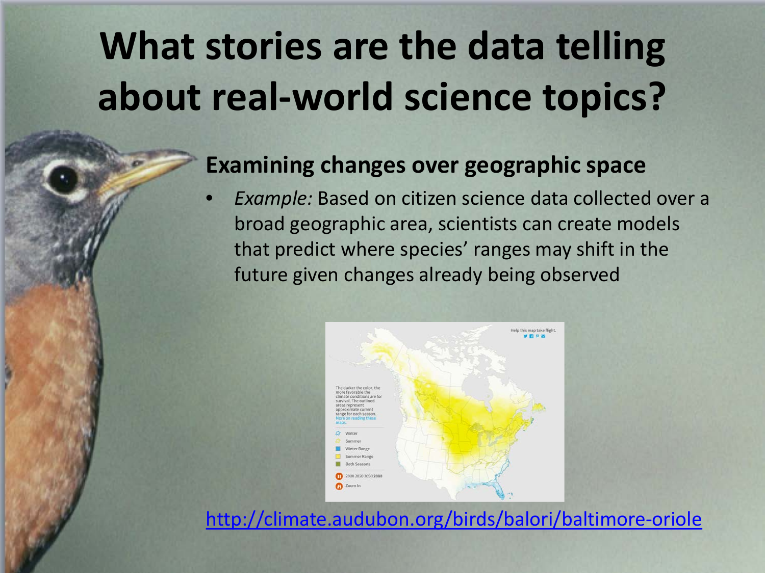# What stories are the data telling about real-world science topics?

## Examining changes over geographic space

- *Example:* Based on citizen science data collected over a broad geographic area, scientists can create models that predict where species' ranges may shift in the future given changes already being observed

http://climate.audubon.org/birds/balori/baltimore-oriole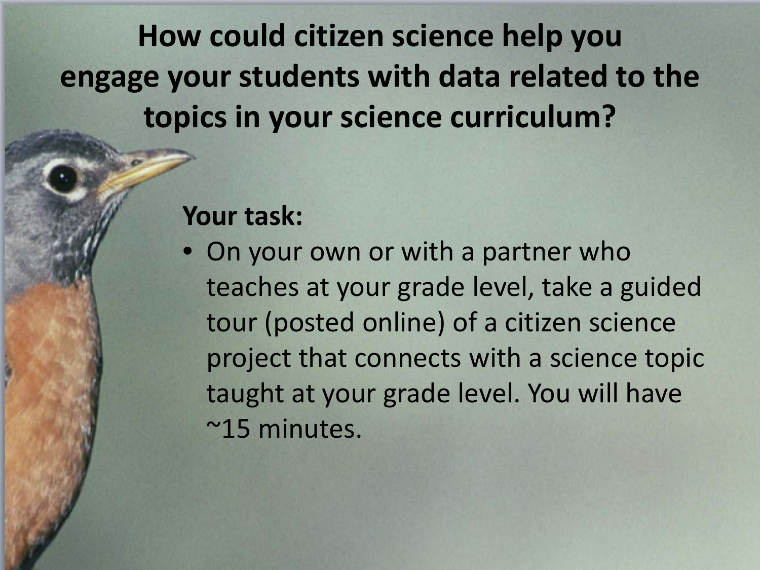# How could citizen science help you engage your students with data related to the topics in your science curriculum?

**Your task:**

- On your own or with a partner who teaches at your grade level, take a guided tour (posted online) of a citizen science project that connects with a science topic taught at your grade level. You will have ~15 minutes.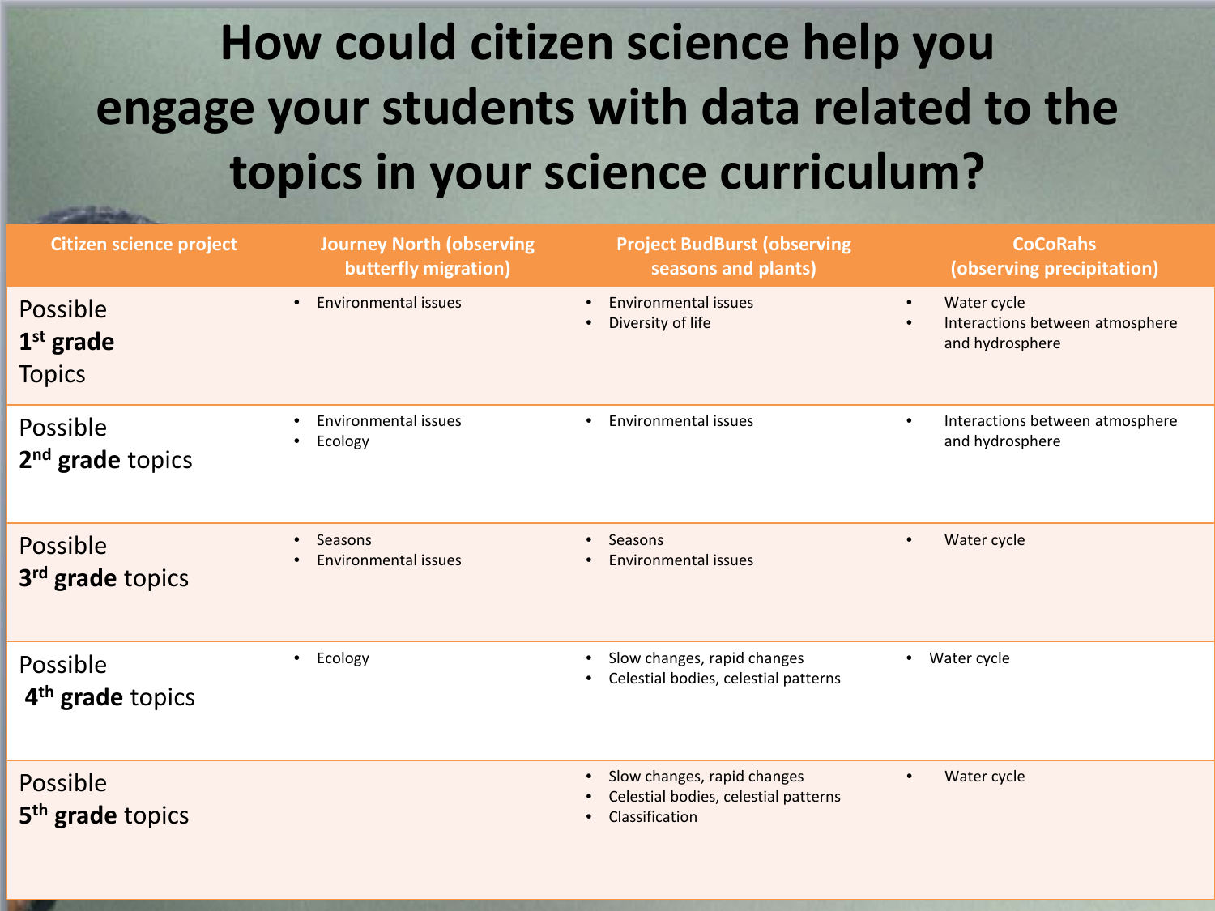# How could citizen science help you engage your students with data related to the topics in your science curriculum?

| Citizen science project | Journey North (observing butterfly migration) | Project BudBurst (observing seasons and plants) | CoCoRahs (observing precipitation) |
|---|---|---|---|
| Possible **1st grade** Topics | • Environmental issues | • Environmental issues<br>• Diversity of life | • Water cycle<br>• Interactions between atmosphere and hydrosphere |
| Possible **2nd grade** topics | • Environmental issues<br>• Ecology | • Environmental issues | • Interactions between atmosphere and hydrosphere |
| Possible **3rd grade** topics | • Seasons<br>• Environmental issues | • Seasons<br>• Environmental issues | • Water cycle |
| Possible **4th grade** topics | • Ecology | • Slow changes, rapid changes<br>• Celestial bodies, celestial patterns | • Water cycle |
| Possible **5th grade** topics | | • Slow changes, rapid changes<br>• Celestial bodies, celestial patterns<br>• Classification | • Water cycle |